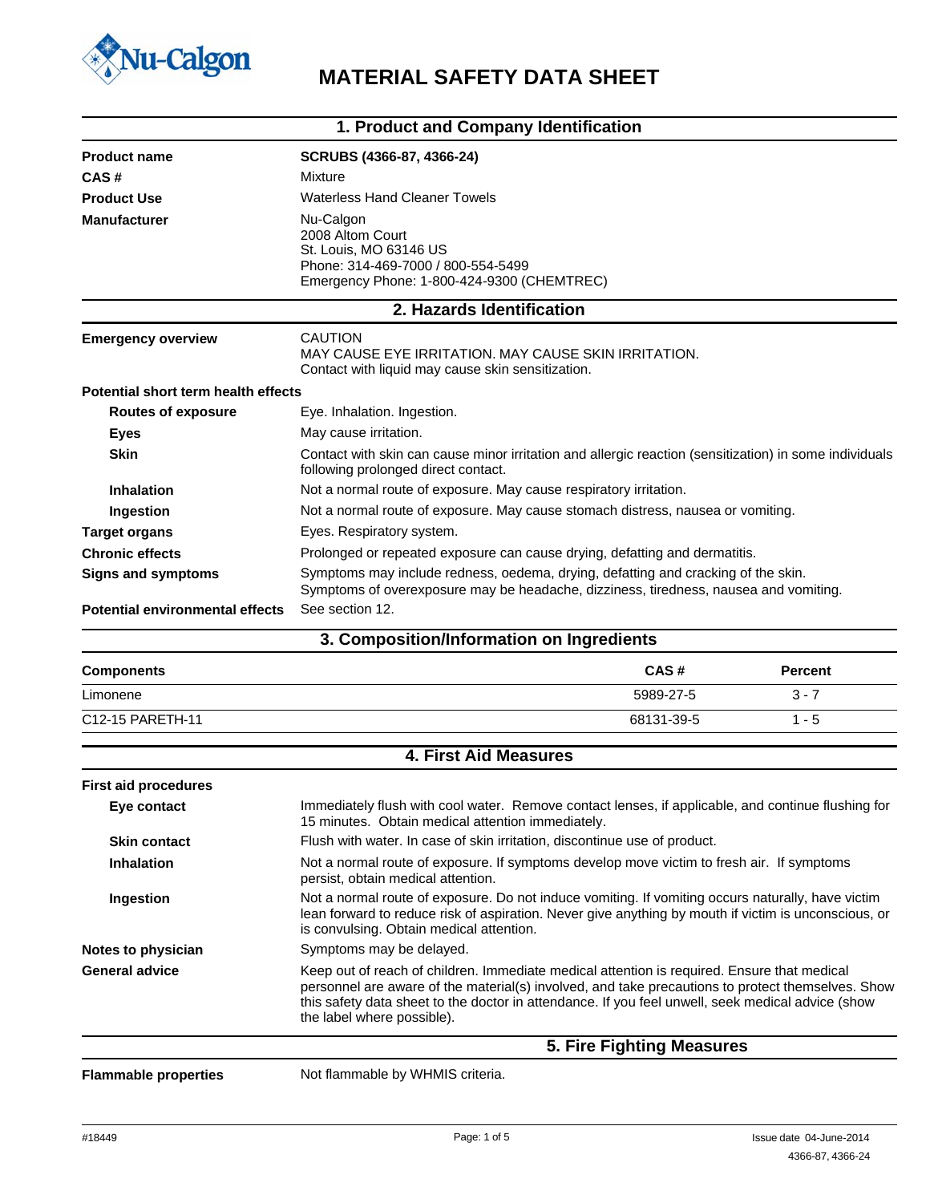# MATERIAL SAFETY DATA SHEET

## 1. Product and Company Identification

**Product name** SCRUBS (4366-87, 4366-24)

**CAS #** Mixture

**Product Use** Waterless Hand Cleaner Towels

**Manufacturer** Nu-Calgon
2008 Altom Court
St. Louis, MO 63146 US
Phone: 314-469-7000 / 800-554-5499
Emergency Phone: 1-800-424-9300 (CHEMTREC)

## 2. Hazards Identification

**Emergency overview** CAUTION
MAY CAUSE EYE IRRITATION. MAY CAUSE SKIN IRRITATION.
Contact with liquid may cause skin sensitization.

**Potential short term health effects**

**Routes of exposure** Eye. Inhalation. Ingestion.

**Eyes** May cause irritation.

**Skin** Contact with skin can cause minor irritation and allergic reaction (sensitization) in some individuals following prolonged direct contact.

**Inhalation** Not a normal route of exposure. May cause respiratory irritation.

**Ingestion** Not a normal route of exposure. May cause stomach distress, nausea or vomiting.

**Target organs** Eyes. Respiratory system.

**Chronic effects** Prolonged or repeated exposure can cause drying, defatting and dermatitis.

**Signs and symptoms** Symptoms may include redness, oedema, drying, defatting and cracking of the skin. Symptoms of overexposure may be headache, dizziness, tiredness, nausea and vomiting.

**Potential environmental effects** See section 12.

## 3. Composition/Information on Ingredients

| Components | CAS # | Percent |
|---|---|---|
| Limonene | 5989-27-5 | 3 - 7 |
| C12-15 PARETH-11 | 68131-39-5 | 1 - 5 |

## 4. First Aid Measures

**First aid procedures**

**Eye contact** Immediately flush with cool water. Remove contact lenses, if applicable, and continue flushing for 15 minutes. Obtain medical attention immediately.

**Skin contact** Flush with water. In case of skin irritation, discontinue use of product.

**Inhalation** Not a normal route of exposure. If symptoms develop move victim to fresh air. If symptoms persist, obtain medical attention.

**Ingestion** Not a normal route of exposure. Do not induce vomiting. If vomiting occurs naturally, have victim lean forward to reduce risk of aspiration. Never give anything by mouth if victim is unconscious, or is convulsing. Obtain medical attention.

**Notes to physician** Symptoms may be delayed.

**General advice** Keep out of reach of children. Immediate medical attention is required. Ensure that medical personnel are aware of the material(s) involved, and take precautions to protect themselves. Show this safety data sheet to the doctor in attendance. If you feel unwell, seek medical advice (show the label where possible).

## 5. Fire Fighting Measures

**Flammable properties** Not flammable by WHMIS criteria.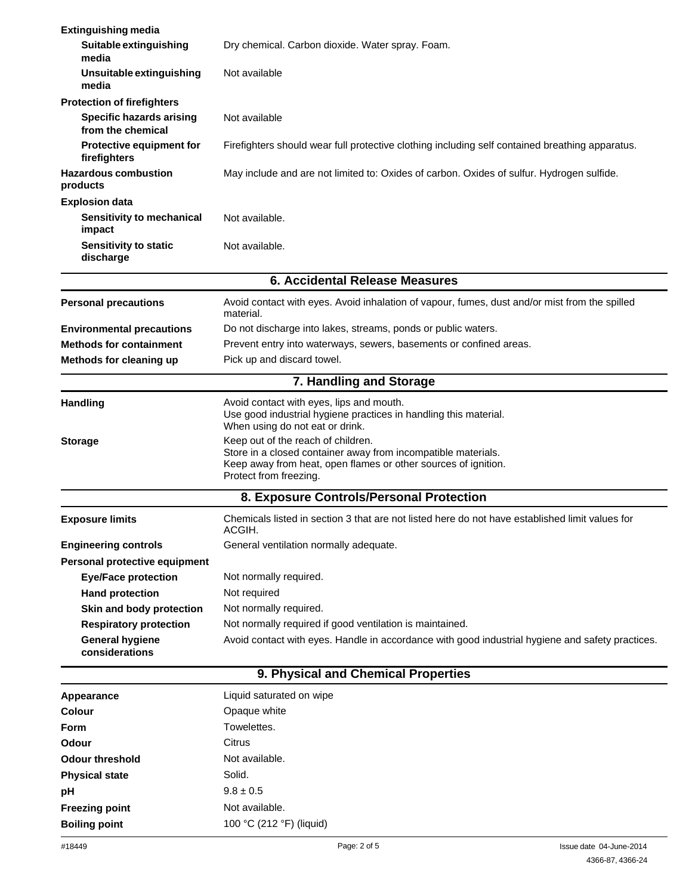| | |
|---|---|
| **Extinguishing media** | |
| **Suitable extinguishing media** | Dry chemical. Carbon dioxide. Water spray. Foam. |
| **Unsuitable extinguishing media** | Not available |
| **Protection of firefighters** | |
| **Specific hazards arising from the chemical** | Not available |
| **Protective equipment for firefighters** | Firefighters should wear full protective clothing including self contained breathing apparatus. |
| **Hazardous combustion products** | May include and are not limited to: Oxides of carbon. Oxides of sulfur. Hydrogen sulfide. |
| **Explosion data** | |
| **Sensitivity to mechanical impact** | Not available. |
| **Sensitivity to static discharge** | Not available. |

## 6. Accidental Release Measures

| | |
|---|---|
| **Personal precautions** | Avoid contact with eyes. Avoid inhalation of vapour, fumes, dust and/or mist from the spilled material. |
| **Environmental precautions** | Do not discharge into lakes, streams, ponds or public waters. |
| **Methods for containment** | Prevent entry into waterways, sewers, basements or confined areas. |
| **Methods for cleaning up** | Pick up and discard towel. |

## 7. Handling and Storage

| | |
|---|---|
| **Handling** | Avoid contact with eyes, lips and mouth.<br>Use good industrial hygiene practices in handling this material.<br>When using do not eat or drink. |
| **Storage** | Keep out of the reach of children.<br>Store in a closed container away from incompatible materials.<br>Keep away from heat, open flames or other sources of ignition.<br>Protect from freezing. |

## 8. Exposure Controls/Personal Protection

| | |
|---|---|
| **Exposure limits** | Chemicals listed in section 3 that are not listed here do not have established limit values for ACGIH. |
| **Engineering controls** | General ventilation normally adequate. |
| **Personal protective equipment** | |
| **Eye/Face protection** | Not normally required. |
| **Hand protection** | Not required |
| **Skin and body protection** | Not normally required. |
| **Respiratory protection** | Not normally required if good ventilation is maintained. |
| **General hygiene considerations** | Avoid contact with eyes. Handle in accordance with good industrial hygiene and safety practices. |

## 9. Physical and Chemical Properties

| | |
|---|---|
| **Appearance** | Liquid saturated on wipe |
| **Colour** | Opaque white |
| **Form** | Towelettes. |
| **Odour** | Citrus |
| **Odour threshold** | Not available. |
| **Physical state** | Solid. |
| **pH** | 9.8 ± 0.5 |
| **Freezing point** | Not available. |
| **Boiling point** | 100 °C (212 °F) (liquid) |

#18449 Issue date 04-June-2014
4366-87, 4366-24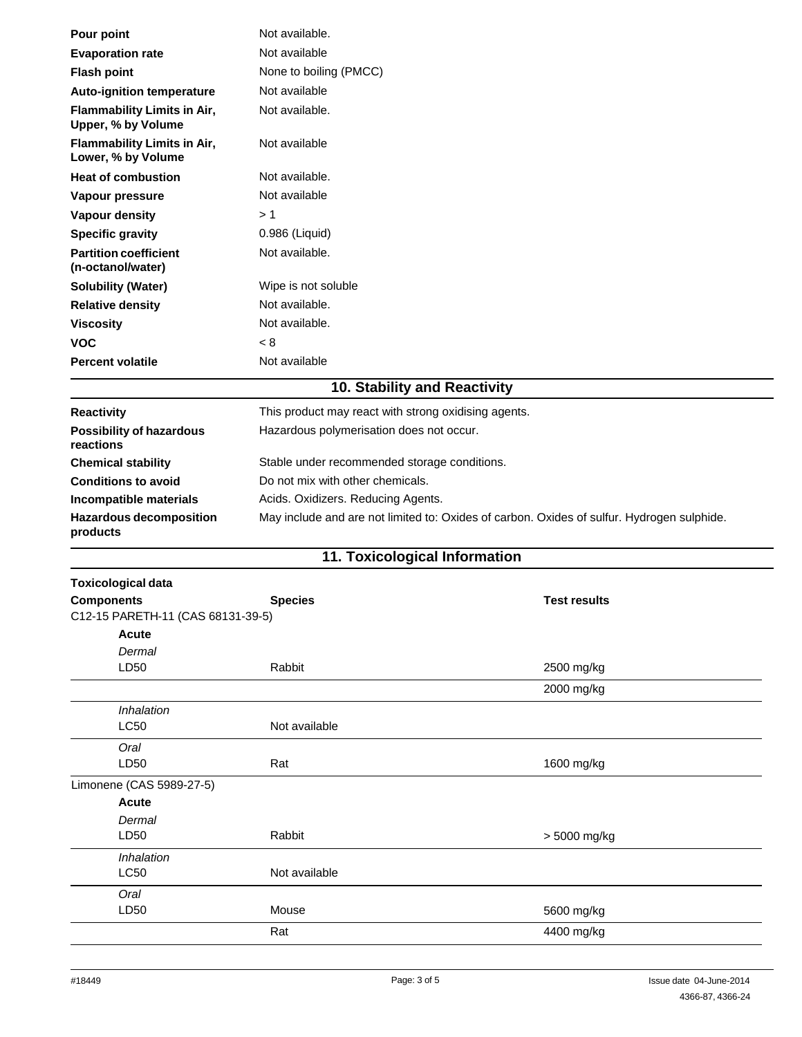| | |
|---|---|
| **Pour point** | Not available. |
| **Evaporation rate** | Not available |
| **Flash point** | None to boiling (PMCC) |
| **Auto-ignition temperature** | Not available |
| **Flammability Limits in Air, Upper, % by Volume** | Not available. |
| **Flammability Limits in Air, Lower, % by Volume** | Not available |
| **Heat of combustion** | Not available. |
| **Vapour pressure** | Not available |
| **Vapour density** | > 1 |
| **Specific gravity** | 0.986 (Liquid) |
| **Partition coefficient (n-octanol/water)** | Not available. |
| **Solubility (Water)** | Wipe is not soluble |
| **Relative density** | Not available. |
| **Viscosity** | Not available. |
| **VOC** | < 8 |
| **Percent volatile** | Not available |

## 10. Stability and Reactivity

| | |
|---|---|
| **Reactivity** | This product may react with strong oxidising agents. |
| **Possibility of hazardous reactions** | Hazardous polymerisation does not occur. |
| **Chemical stability** | Stable under recommended storage conditions. |
| **Conditions to avoid** | Do not mix with other chemicals. |
| **Incompatible materials** | Acids. Oxidizers. Reducing Agents. |
| **Hazardous decomposition products** | May include and are not limited to: Oxides of carbon. Oxides of sulfur. Hydrogen sulphide. |

## 11. Toxicological Information

**Toxicological data**

| **Components** | **Species** | **Test results** |
|---|---|---|
| C12-15 PARETH-11 (CAS 68131-39-5) | | |
| **Acute** | | |
| *Dermal* | | |
| LD50 | Rabbit | 2500 mg/kg |
| | | 2000 mg/kg |
| *Inhalation* | | |
| LC50 | Not available | |
| *Oral* | | |
| LD50 | Rat | 1600 mg/kg |
| Limonene (CAS 5989-27-5) | | |
| **Acute** | | |
| *Dermal* | | |
| LD50 | Rabbit | > 5000 mg/kg |
| *Inhalation* | | |
| LC50 | Not available | |
| *Oral* | | |
| LD50 | Mouse | 5600 mg/kg |
| | Rat | 4400 mg/kg |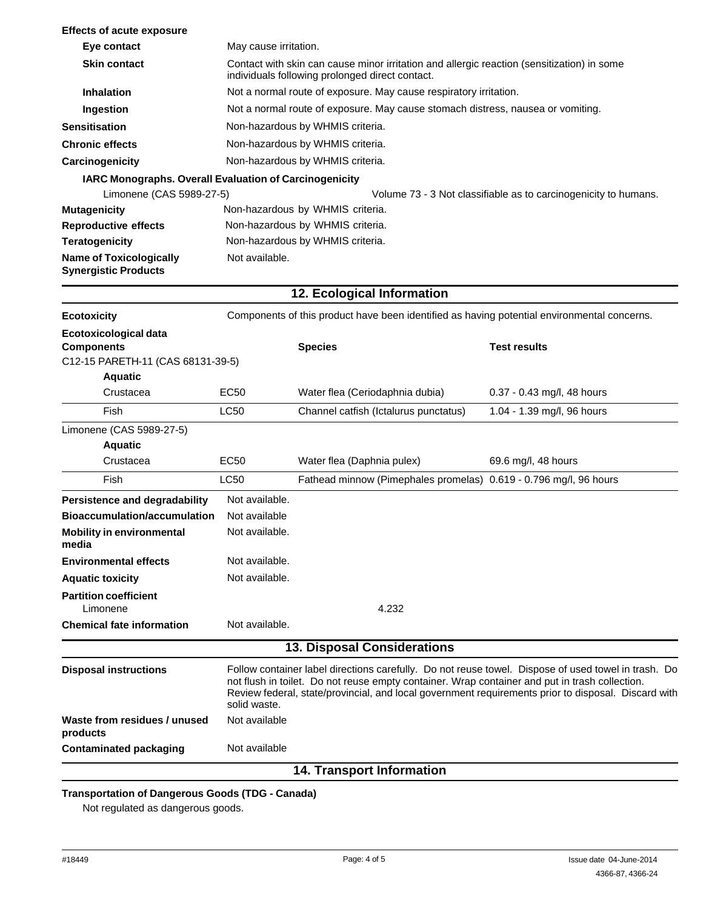**Effects of acute exposure**

| | |
|---|---|
| **Eye contact** | May cause irritation. |
| **Skin contact** | Contact with skin can cause minor irritation and allergic reaction (sensitization) in some individuals following prolonged direct contact. |
| **Inhalation** | Not a normal route of exposure. May cause respiratory irritation. |
| **Ingestion** | Not a normal route of exposure. May cause stomach distress, nausea or vomiting. |

**Sensitisation** Non-hazardous by WHMIS criteria.

**Chronic effects** Non-hazardous by WHMIS criteria.

**Carcinogenicity** Non-hazardous by WHMIS criteria.

**IARC Monographs. Overall Evaluation of Carcinogenicity**

Limonene (CAS 5989-27-5) Volume 73 - 3 Not classifiable as to carcinogenicity to humans.

**Mutagenicity** Non-hazardous by WHMIS criteria.

**Reproductive effects** Non-hazardous by WHMIS criteria.

**Teratogenicity** Non-hazardous by WHMIS criteria.

**Name of Toxicologically Synergistic Products** Not available.

## 12. Ecological Information

**Ecotoxicity** Components of this product have been identified as having potential environmental concerns.

**Ecotoxicological data**

| **Components** | | **Species** | **Test results** |
|---|---|---|---|
| C12-15 PARETH-11 (CAS 68131-39-5) | | | |
| **Aquatic** | | | |
| Crustacea | EC50 | Water flea (Ceriodaphnia dubia) | 0.37 - 0.43 mg/l, 48 hours |
| Fish | LC50 | Channel catfish (Ictalurus punctatus) | 1.04 - 1.39 mg/l, 96 hours |
| Limonene (CAS 5989-27-5) | | | |
| **Aquatic** | | | |
| Crustacea | EC50 | Water flea (Daphnia pulex) | 69.6 mg/l, 48 hours |
| Fish | LC50 | Fathead minnow (Pimephales promelas) | 0.619 - 0.796 mg/l, 96 hours |

| | |
|---|---|
| **Persistence and degradability** | Not available. |
| **Bioaccumulation/accumulation** | Not available |
| **Mobility in environmental media** | Not available. |
| **Environmental effects** | Not available. |
| **Aquatic toxicity** | Not available. |
| **Partition coefficient** | |
| Limonene | 4.232 |
| **Chemical fate information** | Not available. |

## 13. Disposal Considerations

| | |
|---|---|
| **Disposal instructions** | Follow container label directions carefully. Do not reuse towel. Dispose of used towel in trash. Do not flush in toilet. Do not reuse empty container. Wrap container and put in trash collection. Review federal, state/provincial, and local government requirements prior to disposal. Discard with solid waste. |
| **Waste from residues / unused products** | Not available |
| **Contaminated packaging** | Not available |

## 14. Transport Information

**Transportation of Dangerous Goods (TDG - Canada)**

Not regulated as dangerous goods.

#18449 Issue date 04-June-2014

4366-87, 4366-24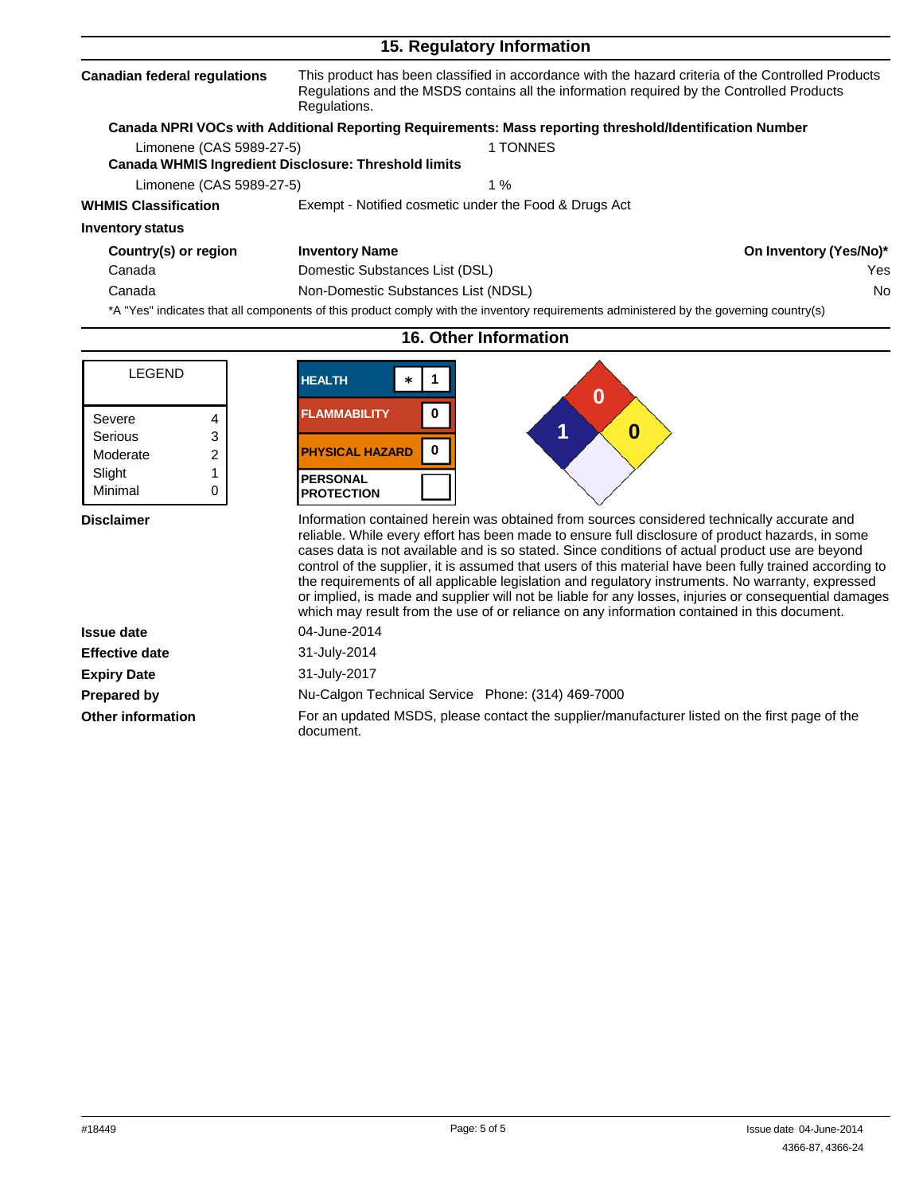## 15. Regulatory Information

**Canadian federal regulations** This product has been classified in accordance with the hazard criteria of the Controlled Products Regulations and the MSDS contains all the information required by the Controlled Products Regulations.

**Canada NPRI VOCs with Additional Reporting Requirements: Mass reporting threshold/Identification Number**

| | |
|---|---|
| Limonene (CAS 5989-27-5) | 1 TONNES |

**Canada WHMIS Ingredient Disclosure: Threshold limits**

| | |
|---|---|
| Limonene (CAS 5989-27-5) | 1 % |

**WHMIS Classification** Exempt - Notified cosmetic under the Food & Drugs Act

**Inventory status**

| Country(s) or region | Inventory Name | On Inventory (Yes/No)* |
|---|---|---|
| Canada | Domestic Substances List (DSL) | Yes |
| Canada | Non-Domestic Substances List (NDSL) | No |

*A "Yes" indicates that all components of this product comply with the inventory requirements administered by the governing country(s)

## 16. Other Information

| LEGEND | |
|---|---|
| Severe | 4 |
| Serious | 3 |
| Moderate | 2 |
| Slight | 1 |
| Minimal | 0 |

| | | |
|---|---|---|
| HEALTH | * | 1 |
| FLAMMABILITY | | 0 |
| PHYSICAL HAZARD | | 0 |
| PERSONAL PROTECTION | | |

0
1
0

**Disclaimer** Information contained herein was obtained from sources considered technically accurate and reliable. While every effort has been made to ensure full disclosure of product hazards, in some cases data is not available and is so stated. Since conditions of actual product use are beyond control of the supplier, it is assumed that users of this material have been fully trained according to the requirements of all applicable legislation and regulatory instruments. No warranty, expressed or implied, is made and supplier will not be liable for any losses, injuries or consequential damages which may result from the use of or reliance on any information contained in this document.

**Issue date** 04-June-2014

**Effective date** 31-July-2014

**Expiry Date** 31-July-2017

**Prepared by** Nu-Calgon Technical Service Phone: (314) 469-7000

**Other information** For an updated MSDS, please contact the supplier/manufacturer listed on the first page of the document.